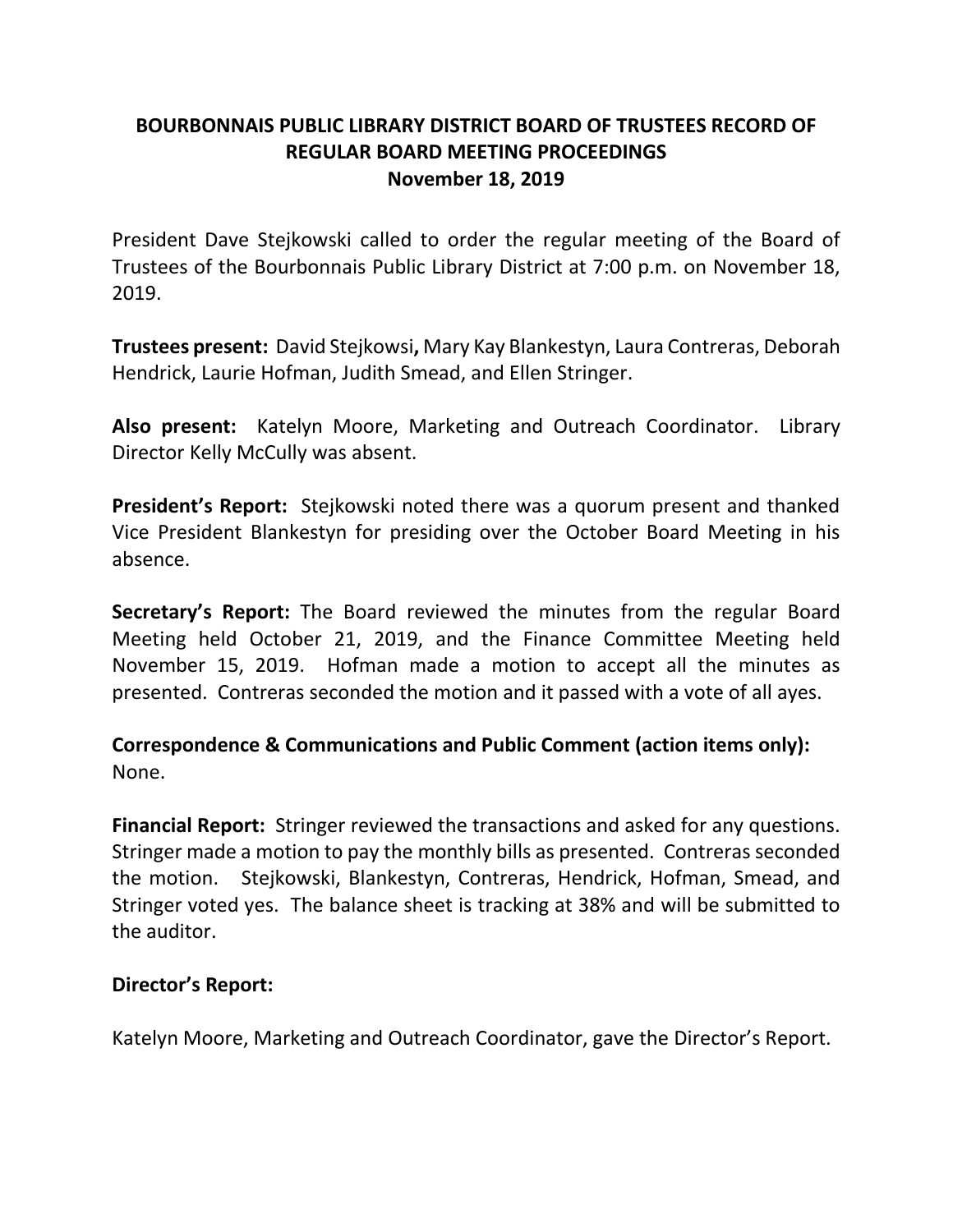# BOURBONNAIS PUBLIC LIBRARY DISTRICT BOARD OF TRUSTEES RECORD OF REGULAR BOARD MEETING PROCEEDINGS
## November 18, 2019

President Dave Stejkowski called to order the regular meeting of the Board of Trustees of the Bourbonnais Public Library District at 7:00 p.m. on November 18, 2019.

**Trustees present:** David Stejkowsi**,** Mary Kay Blankestyn, Laura Contreras, Deborah Hendrick, Laurie Hofman, Judith Smead, and Ellen Stringer.

**Also present:** Katelyn Moore, Marketing and Outreach Coordinator. Library Director Kelly McCully was absent.

**President's Report:** Stejkowski noted there was a quorum present and thanked Vice President Blankestyn for presiding over the October Board Meeting in his absence.

**Secretary's Report:** The Board reviewed the minutes from the regular Board Meeting held October 21, 2019, and the Finance Committee Meeting held November 15, 2019. Hofman made a motion to accept all the minutes as presented. Contreras seconded the motion and it passed with a vote of all ayes.

**Correspondence & Communications and Public Comment (action items only):** None.

**Financial Report:** Stringer reviewed the transactions and asked for any questions. Stringer made a motion to pay the monthly bills as presented. Contreras seconded the motion. Stejkowski, Blankestyn, Contreras, Hendrick, Hofman, Smead, and Stringer voted yes. The balance sheet is tracking at 38% and will be submitted to the auditor.

**Director's Report:**

Katelyn Moore, Marketing and Outreach Coordinator, gave the Director's Report.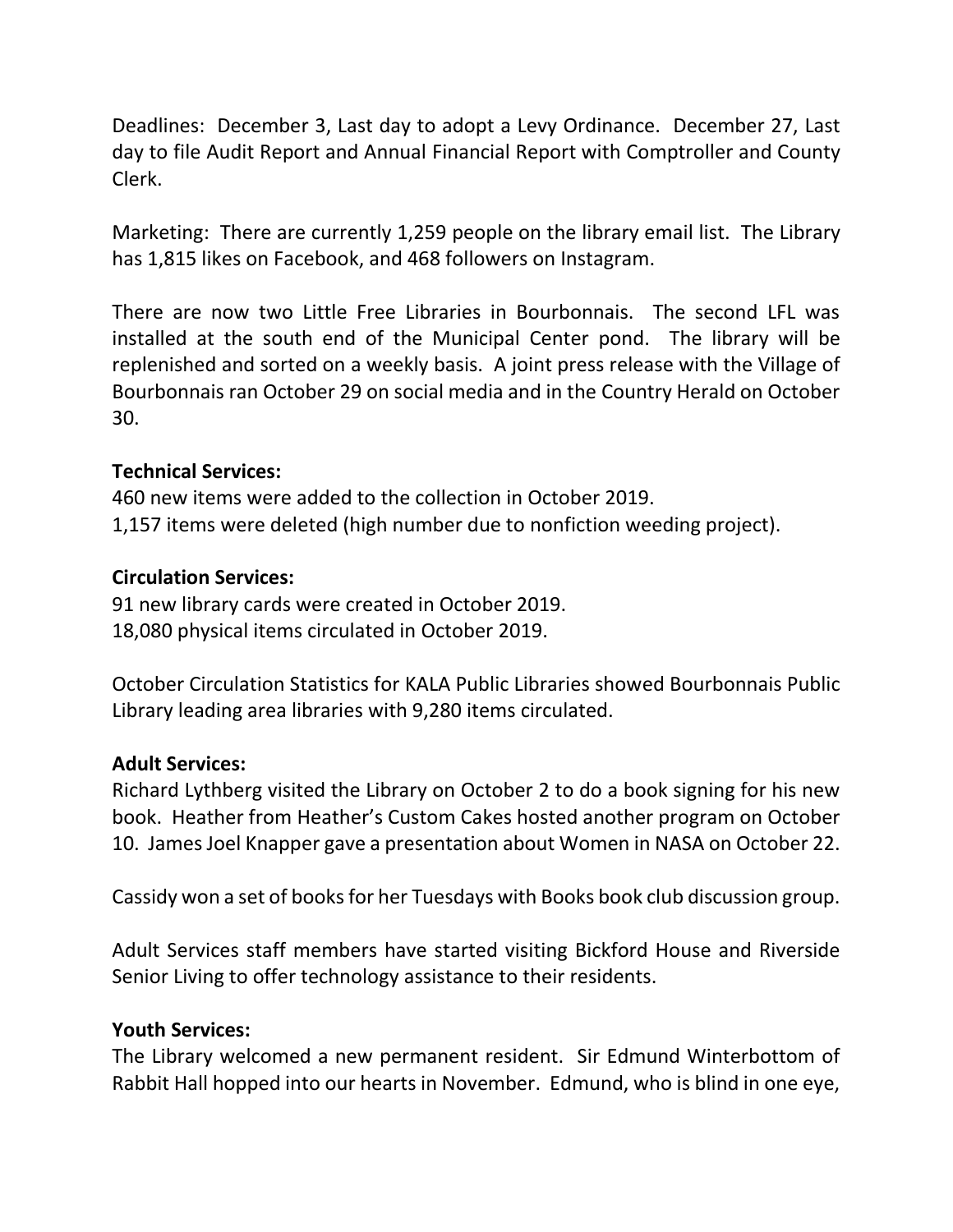Deadlines: December 3, Last day to adopt a Levy Ordinance. December 27, Last day to file Audit Report and Annual Financial Report with Comptroller and County Clerk.

Marketing: There are currently 1,259 people on the library email list. The Library has 1,815 likes on Facebook, and 468 followers on Instagram.

There are now two Little Free Libraries in Bourbonnais. The second LFL was installed at the south end of the Municipal Center pond. The library will be replenished and sorted on a weekly basis. A joint press release with the Village of Bourbonnais ran October 29 on social media and in the Country Herald on October 30.

**Technical Services:**
460 new items were added to the collection in October 2019.
1,157 items were deleted (high number due to nonfiction weeding project).

**Circulation Services:**
91 new library cards were created in October 2019.
18,080 physical items circulated in October 2019.

October Circulation Statistics for KALA Public Libraries showed Bourbonnais Public Library leading area libraries with 9,280 items circulated.

**Adult Services:**
Richard Lythberg visited the Library on October 2 to do a book signing for his new book. Heather from Heather's Custom Cakes hosted another program on October 10. James Joel Knapper gave a presentation about Women in NASA on October 22.

Cassidy won a set of books for her Tuesdays with Books book club discussion group.

Adult Services staff members have started visiting Bickford House and Riverside Senior Living to offer technology assistance to their residents.

**Youth Services:**
The Library welcomed a new permanent resident. Sir Edmund Winterbottom of Rabbit Hall hopped into our hearts in November. Edmund, who is blind in one eye,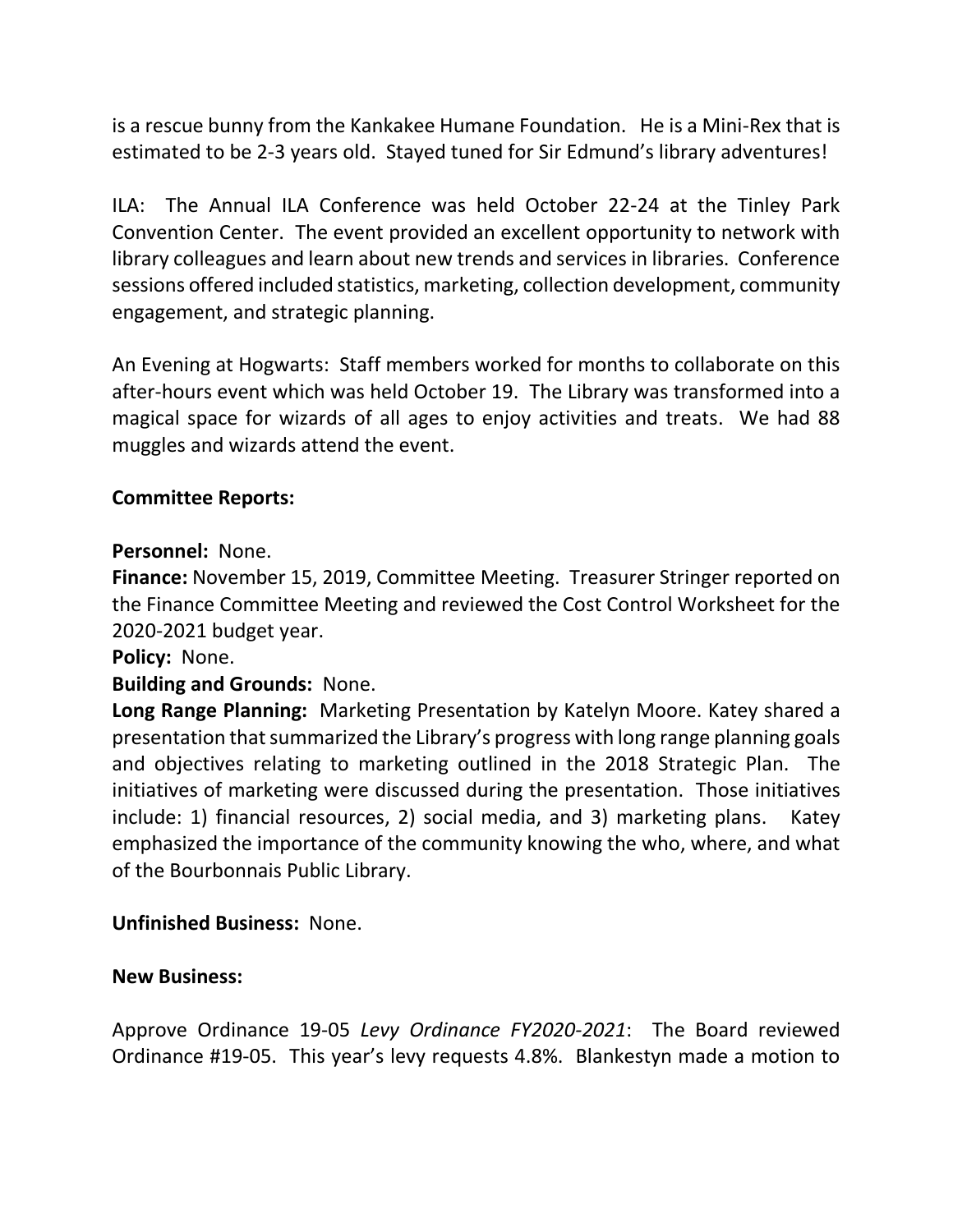is a rescue bunny from the Kankakee Humane Foundation. He is a Mini-Rex that is estimated to be 2-3 years old. Stayed tuned for Sir Edmund's library adventures!

ILA: The Annual ILA Conference was held October 22-24 at the Tinley Park Convention Center. The event provided an excellent opportunity to network with library colleagues and learn about new trends and services in libraries. Conference sessions offered included statistics, marketing, collection development, community engagement, and strategic planning.

An Evening at Hogwarts: Staff members worked for months to collaborate on this after-hours event which was held October 19. The Library was transformed into a magical space for wizards of all ages to enjoy activities and treats. We had 88 muggles and wizards attend the event.

**Committee Reports:**

**Personnel:** None.
**Finance:** November 15, 2019, Committee Meeting. Treasurer Stringer reported on the Finance Committee Meeting and reviewed the Cost Control Worksheet for the 2020-2021 budget year.
**Policy:** None.
**Building and Grounds:** None.
**Long Range Planning:** Marketing Presentation by Katelyn Moore. Katey shared a presentation that summarized the Library's progress with long range planning goals and objectives relating to marketing outlined in the 2018 Strategic Plan. The initiatives of marketing were discussed during the presentation. Those initiatives include: 1) financial resources, 2) social media, and 3) marketing plans. Katey emphasized the importance of the community knowing the who, where, and what of the Bourbonnais Public Library.

**Unfinished Business:** None.

**New Business:**

Approve Ordinance 19-05 *Levy Ordinance FY2020-2021*: The Board reviewed Ordinance #19-05. This year's levy requests 4.8%. Blankestyn made a motion to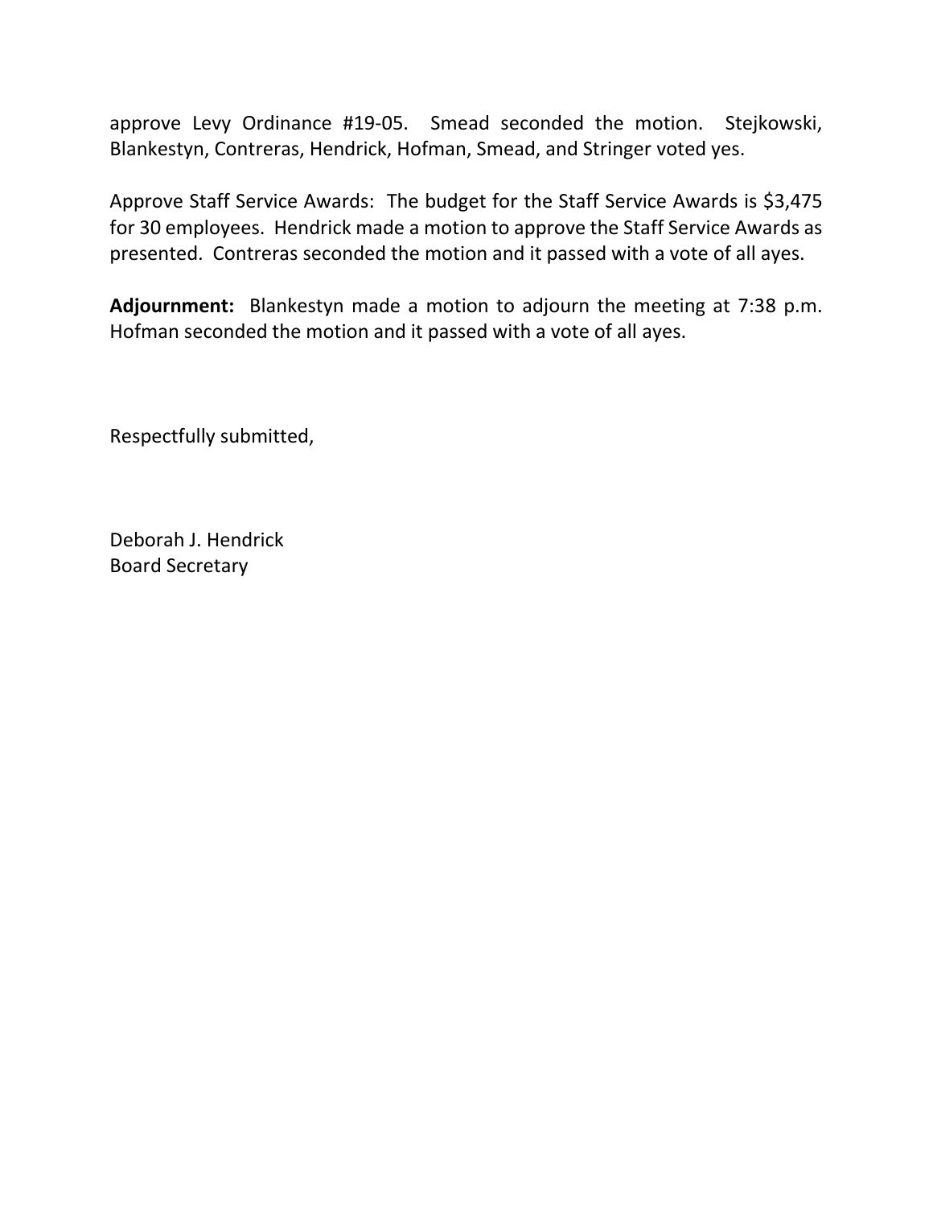approve Levy Ordinance #19-05. Smead seconded the motion. Stejkowski, Blankestyn, Contreras, Hendrick, Hofman, Smead, and Stringer voted yes.

Approve Staff Service Awards: The budget for the Staff Service Awards is $3,475 for 30 employees. Hendrick made a motion to approve the Staff Service Awards as presented. Contreras seconded the motion and it passed with a vote of all ayes.

**Adjournment:** Blankestyn made a motion to adjourn the meeting at 7:38 p.m. Hofman seconded the motion and it passed with a vote of all ayes.

Respectfully submitted,

Deborah J. Hendrick
Board Secretary